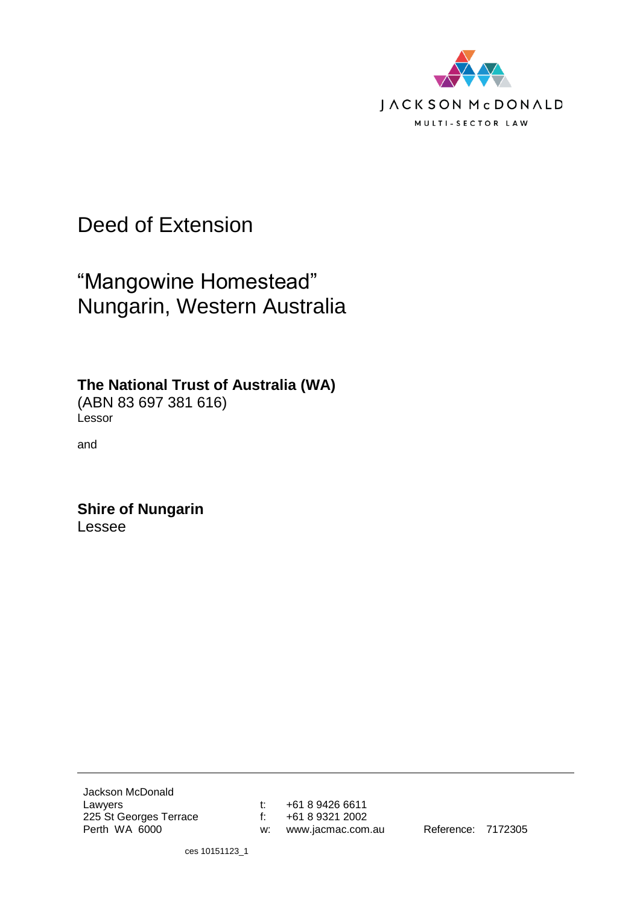JACKSON McDONALD

MULTI-SECTOR LAW

# Deed of Extension

## "Mangowine Homestead"
## Nungarin, Western Australia

**The National Trust of Australia (WA)**
(ABN 83 697 381 616)
Lessor

and

**Shire of Nungarin**
Lessee

---

Jackson McDonald
Lawyers
225 St Georges Terrace
Perth WA 6000

t: +61 8 9426 6611
f: +61 8 9321 2002
w: www.jacmac.com.au

Reference: 7172305

ces 10151123_1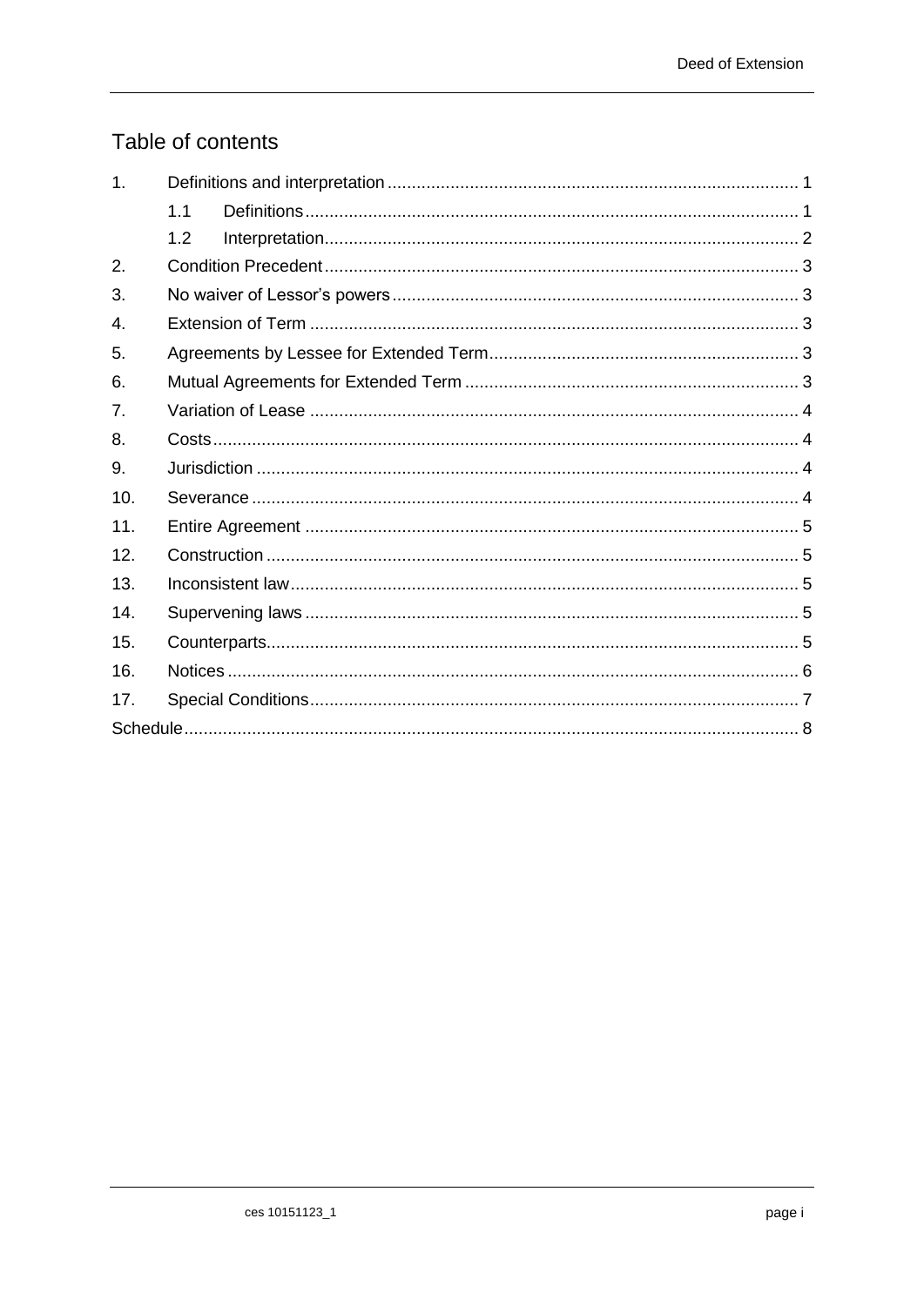## Table of contents

| | | |
|---|---|---|
| 1. | Definitions and interpretation | 1 |
| | 1.1 Definitions | 1 |
| | 1.2 Interpretation | 2 |
| 2. | Condition Precedent | 3 |
| 3. | No waiver of Lessor's powers | 3 |
| 4. | Extension of Term | 3 |
| 5. | Agreements by Lessee for Extended Term | 3 |
| 6. | Mutual Agreements for Extended Term | 3 |
| 7. | Variation of Lease | 4 |
| 8. | Costs | 4 |
| 9. | Jurisdiction | 4 |
| 10. | Severance | 4 |
| 11. | Entire Agreement | 5 |
| 12. | Construction | 5 |
| 13. | Inconsistent law | 5 |
| 14. | Supervening laws | 5 |
| 15. | Counterparts | 5 |
| 16. | Notices | 6 |
| 17. | Special Conditions | 7 |
| Schedule | | 8 |

ces 10151123_1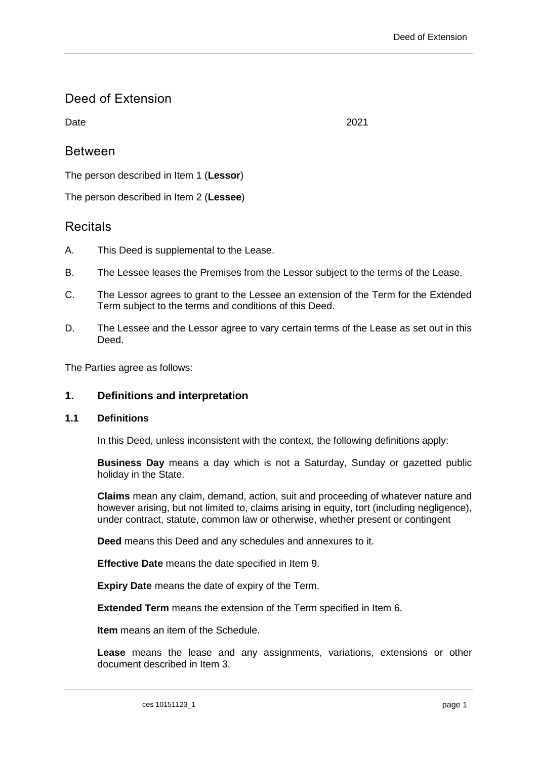# Deed of Extension

Date 2021

## Between

The person described in Item 1 (**Lessor**)

The person described in Item 2 (**Lessee**)

## Recitals

A. This Deed is supplemental to the Lease.

B. The Lessee leases the Premises from the Lessor subject to the terms of the Lease.

C. The Lessor agrees to grant to the Lessee an extension of the Term for the Extended Term subject to the terms and conditions of this Deed.

D. The Lessee and the Lessor agree to vary certain terms of the Lease as set out in this Deed.

The Parties agree as follows:

### 1. Definitions and interpretation

#### 1.1 Definitions

In this Deed, unless inconsistent with the context, the following definitions apply:

**Business Day** means a day which is not a Saturday, Sunday or gazetted public holiday in the State.

**Claims** mean any claim, demand, action, suit and proceeding of whatever nature and however arising, but not limited to, claims arising in equity, tort (including negligence), under contract, statute, common law or otherwise, whether present or contingent

**Deed** means this Deed and any schedules and annexures to it.

**Effective Date** means the date specified in Item 9.

**Expiry Date** means the date of expiry of the Term.

**Extended Term** means the extension of the Term specified in Item 6.

**Item** means an item of the Schedule.

**Lease** means the lease and any assignments, variations, extensions or other document described in Item 3.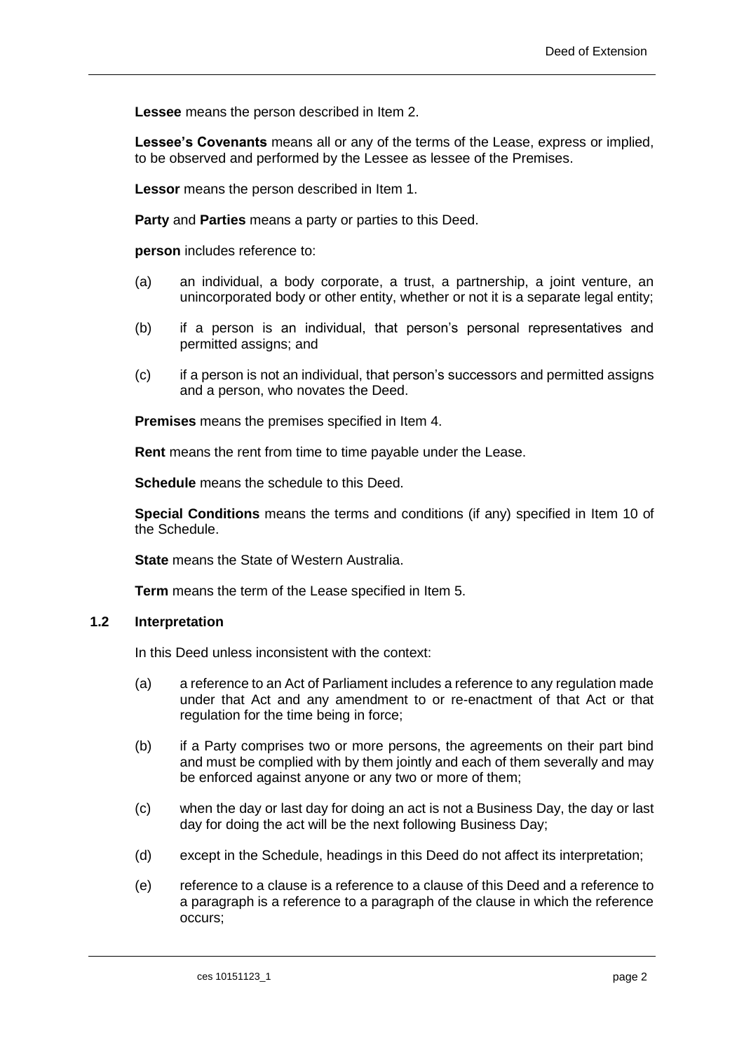**Lessee** means the person described in Item 2.

**Lessee's Covenants** means all or any of the terms of the Lease, express or implied, to be observed and performed by the Lessee as lessee of the Premises.

**Lessor** means the person described in Item 1.

**Party** and **Parties** means a party or parties to this Deed.

**person** includes reference to:

(a) an individual, a body corporate, a trust, a partnership, a joint venture, an unincorporated body or other entity, whether or not it is a separate legal entity;

(b) if a person is an individual, that person's personal representatives and permitted assigns; and

(c) if a person is not an individual, that person's successors and permitted assigns and a person, who novates the Deed.

**Premises** means the premises specified in Item 4.

**Rent** means the rent from time to time payable under the Lease.

**Schedule** means the schedule to this Deed.

**Special Conditions** means the terms and conditions (if any) specified in Item 10 of the Schedule.

**State** means the State of Western Australia.

**Term** means the term of the Lease specified in Item 5.

### 1.2 Interpretation

In this Deed unless inconsistent with the context:

(a) a reference to an Act of Parliament includes a reference to any regulation made under that Act and any amendment to or re-enactment of that Act or that regulation for the time being in force;

(b) if a Party comprises two or more persons, the agreements on their part bind and must be complied with by them jointly and each of them severally and may be enforced against anyone or any two or more of them;

(c) when the day or last day for doing an act is not a Business Day, the day or last day for doing the act will be the next following Business Day;

(d) except in the Schedule, headings in this Deed do not affect its interpretation;

(e) reference to a clause is a reference to a clause of this Deed and a reference to a paragraph is a reference to a paragraph of the clause in which the reference occurs;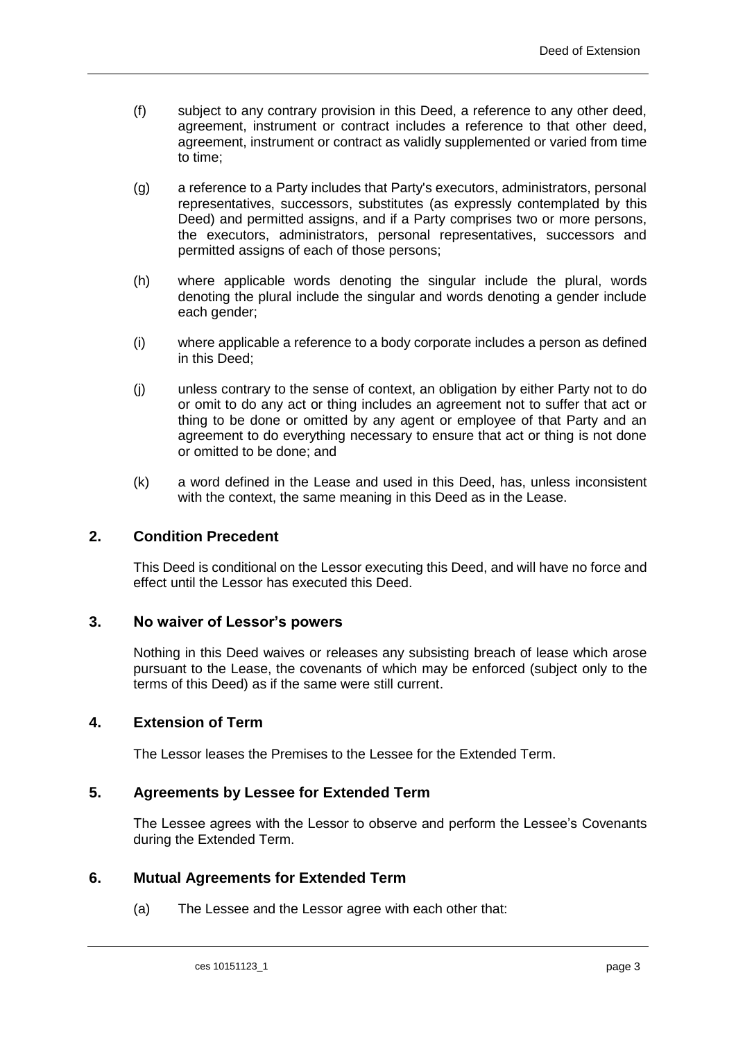(f) subject to any contrary provision in this Deed, a reference to any other deed, agreement, instrument or contract includes a reference to that other deed, agreement, instrument or contract as validly supplemented or varied from time to time;

(g) a reference to a Party includes that Party's executors, administrators, personal representatives, successors, substitutes (as expressly contemplated by this Deed) and permitted assigns, and if a Party comprises two or more persons, the executors, administrators, personal representatives, successors and permitted assigns of each of those persons;

(h) where applicable words denoting the singular include the plural, words denoting the plural include the singular and words denoting a gender include each gender;

(i) where applicable a reference to a body corporate includes a person as defined in this Deed;

(j) unless contrary to the sense of context, an obligation by either Party not to do or omit to do any act or thing includes an agreement not to suffer that act or thing to be done or omitted by any agent or employee of that Party and an agreement to do everything necessary to ensure that act or thing is not done or omitted to be done; and

(k) a word defined in the Lease and used in this Deed, has, unless inconsistent with the context, the same meaning in this Deed as in the Lease.

## 2. Condition Precedent

This Deed is conditional on the Lessor executing this Deed, and will have no force and effect until the Lessor has executed this Deed.

## 3. No waiver of Lessor's powers

Nothing in this Deed waives or releases any subsisting breach of lease which arose pursuant to the Lease, the covenants of which may be enforced (subject only to the terms of this Deed) as if the same were still current.

## 4. Extension of Term

The Lessor leases the Premises to the Lessee for the Extended Term.

## 5. Agreements by Lessee for Extended Term

The Lessee agrees with the Lessor to observe and perform the Lessee's Covenants during the Extended Term.

## 6. Mutual Agreements for Extended Term

(a) The Lessee and the Lessor agree with each other that: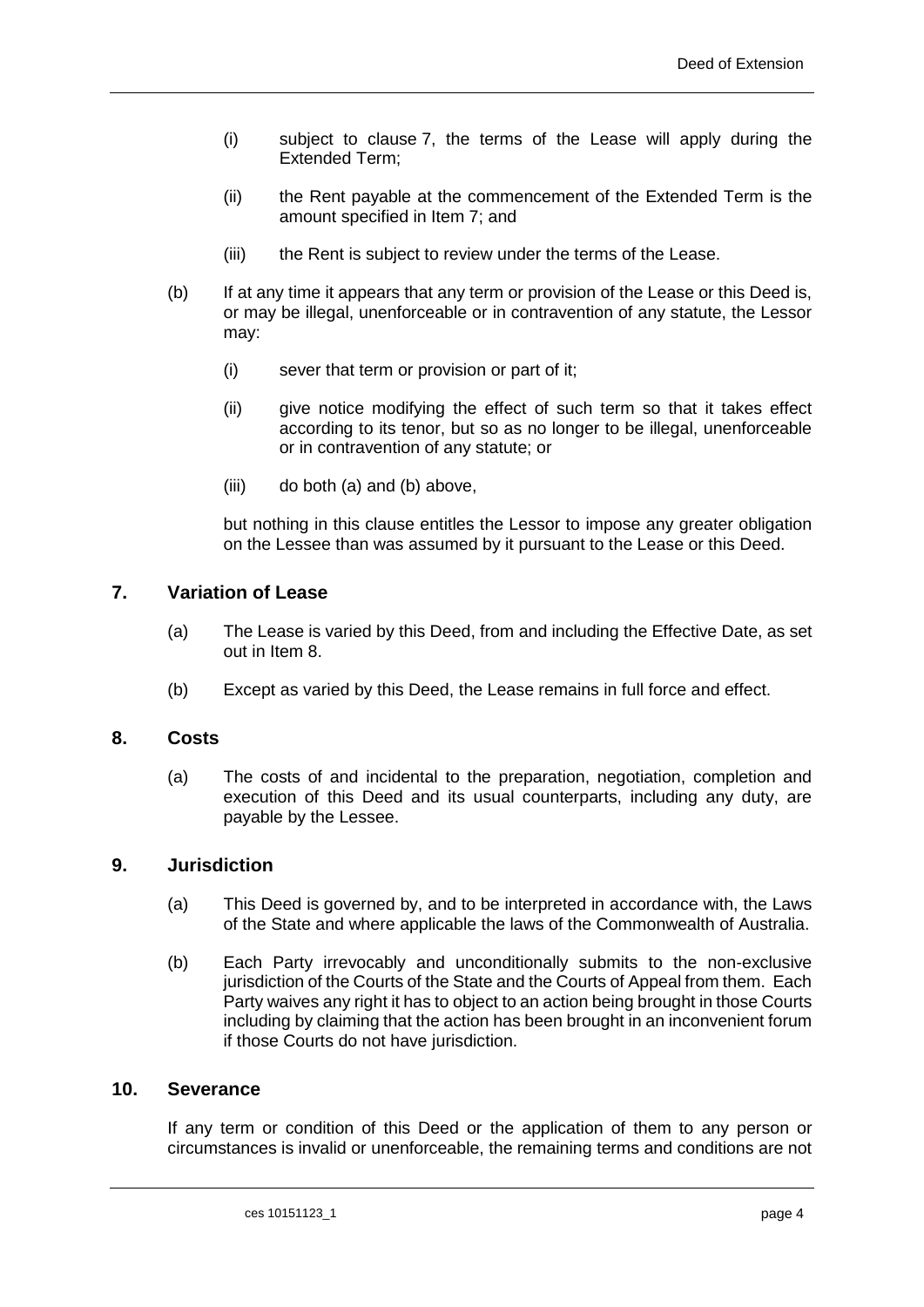(i) subject to clause 7, the terms of the Lease will apply during the Extended Term;

(ii) the Rent payable at the commencement of the Extended Term is the amount specified in Item 7; and

(iii) the Rent is subject to review under the terms of the Lease.

(b) If at any time it appears that any term or provision of the Lease or this Deed is, or may be illegal, unenforceable or in contravention of any statute, the Lessor may:

(i) sever that term or provision or part of it;

(ii) give notice modifying the effect of such term so that it takes effect according to its tenor, but so as no longer to be illegal, unenforceable or in contravention of any statute; or

(iii) do both (a) and (b) above,

but nothing in this clause entitles the Lessor to impose any greater obligation on the Lessee than was assumed by it pursuant to the Lease or this Deed.

## 7. Variation of Lease

(a) The Lease is varied by this Deed, from and including the Effective Date, as set out in Item 8.

(b) Except as varied by this Deed, the Lease remains in full force and effect.

## 8. Costs

(a) The costs of and incidental to the preparation, negotiation, completion and execution of this Deed and its usual counterparts, including any duty, are payable by the Lessee.

## 9. Jurisdiction

(a) This Deed is governed by, and to be interpreted in accordance with, the Laws of the State and where applicable the laws of the Commonwealth of Australia.

(b) Each Party irrevocably and unconditionally submits to the non-exclusive jurisdiction of the Courts of the State and the Courts of Appeal from them. Each Party waives any right it has to object to an action being brought in those Courts including by claiming that the action has been brought in an inconvenient forum if those Courts do not have jurisdiction.

## 10. Severance

If any term or condition of this Deed or the application of them to any person or circumstances is invalid or unenforceable, the remaining terms and conditions are not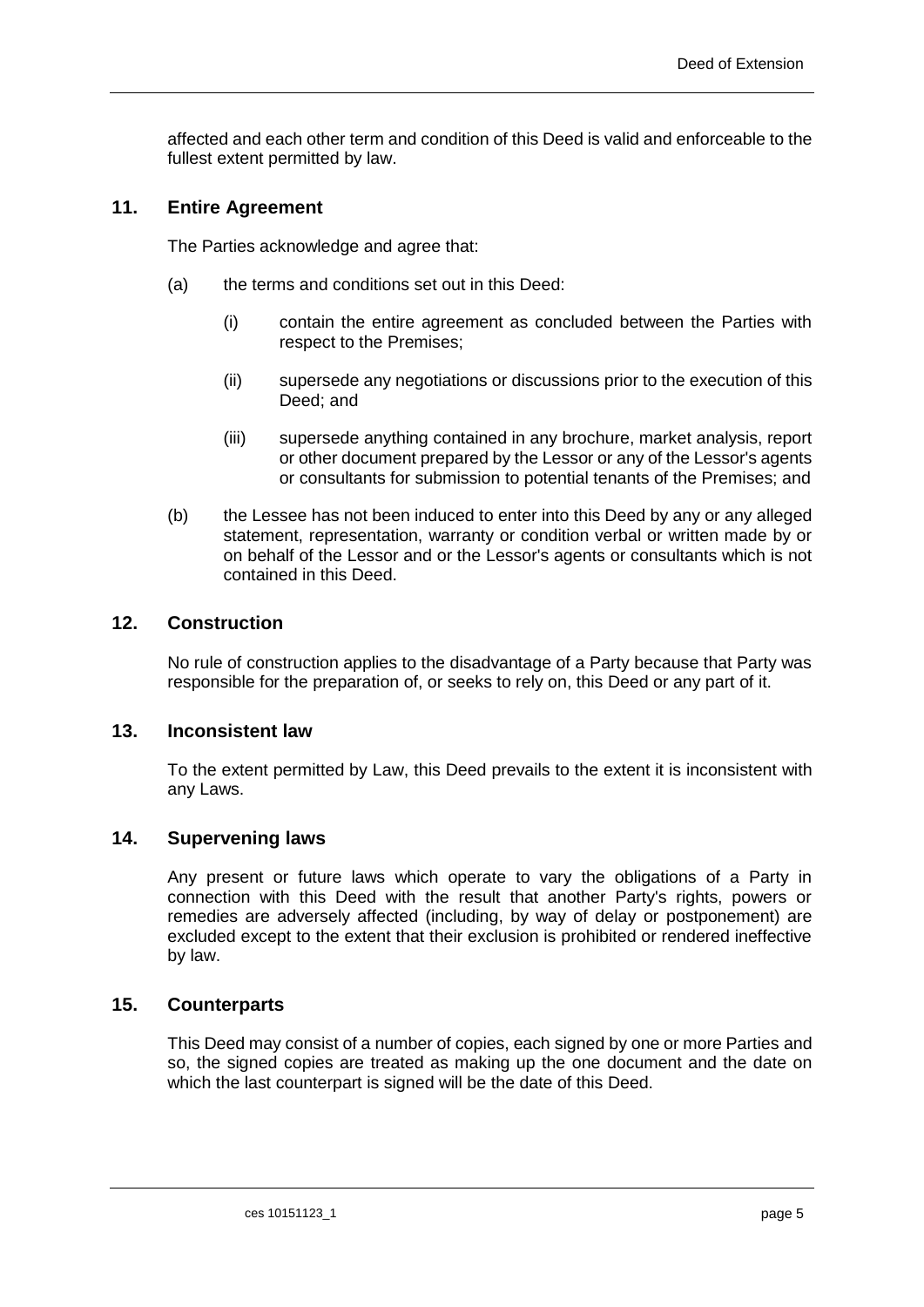affected and each other term and condition of this Deed is valid and enforceable to the fullest extent permitted by law.

## 11. Entire Agreement

The Parties acknowledge and agree that:

(a) the terms and conditions set out in this Deed:

(i) contain the entire agreement as concluded between the Parties with respect to the Premises;

(ii) supersede any negotiations or discussions prior to the execution of this Deed; and

(iii) supersede anything contained in any brochure, market analysis, report or other document prepared by the Lessor or any of the Lessor's agents or consultants for submission to potential tenants of the Premises; and

(b) the Lessee has not been induced to enter into this Deed by any or any alleged statement, representation, warranty or condition verbal or written made by or on behalf of the Lessor and or the Lessor's agents or consultants which is not contained in this Deed.

## 12. Construction

No rule of construction applies to the disadvantage of a Party because that Party was responsible for the preparation of, or seeks to rely on, this Deed or any part of it.

## 13. Inconsistent law

To the extent permitted by Law, this Deed prevails to the extent it is inconsistent with any Laws.

## 14. Supervening laws

Any present or future laws which operate to vary the obligations of a Party in connection with this Deed with the result that another Party's rights, powers or remedies are adversely affected (including, by way of delay or postponement) are excluded except to the extent that their exclusion is prohibited or rendered ineffective by law.

## 15. Counterparts

This Deed may consist of a number of copies, each signed by one or more Parties and so, the signed copies are treated as making up the one document and the date on which the last counterpart is signed will be the date of this Deed.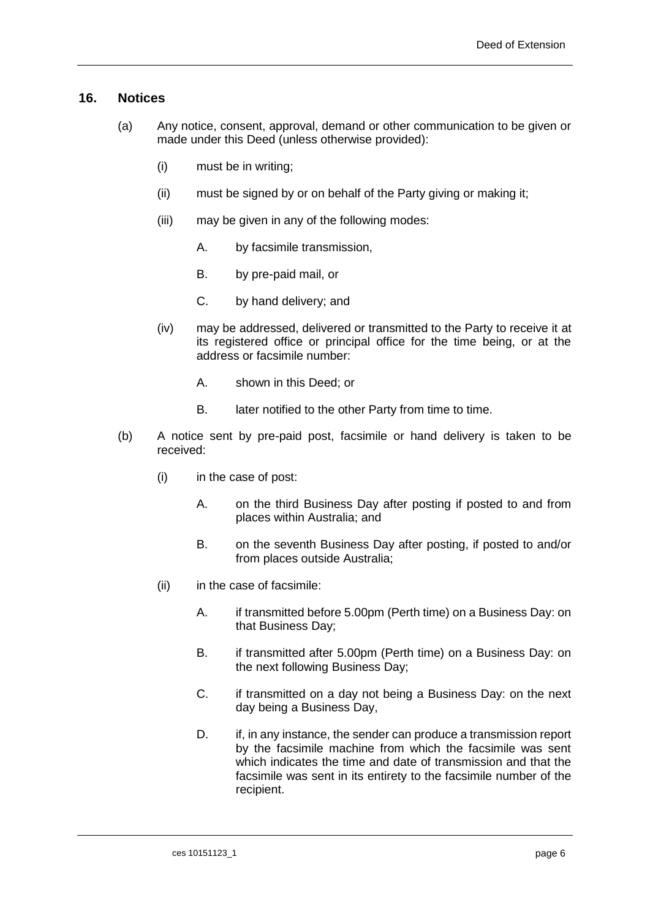## 16. Notices

(a) Any notice, consent, approval, demand or other communication to be given or made under this Deed (unless otherwise provided):

- (i) must be in writing;
- (ii) must be signed by or on behalf of the Party giving or making it;
- (iii) may be given in any of the following modes:
  - A. by facsimile transmission,
  - B. by pre-paid mail, or
  - C. by hand delivery; and
- (iv) may be addressed, delivered or transmitted to the Party to receive it at its registered office or principal office for the time being, or at the address or facsimile number:
  - A. shown in this Deed; or
  - B. later notified to the other Party from time to time.

(b) A notice sent by pre-paid post, facsimile or hand delivery is taken to be received:

- (i) in the case of post:
  - A. on the third Business Day after posting if posted to and from places within Australia; and
  - B. on the seventh Business Day after posting, if posted to and/or from places outside Australia;
- (ii) in the case of facsimile:
  - A. if transmitted before 5.00pm (Perth time) on a Business Day: on that Business Day;
  - B. if transmitted after 5.00pm (Perth time) on a Business Day: on the next following Business Day;
  - C. if transmitted on a day not being a Business Day: on the next day being a Business Day,
  - D. if, in any instance, the sender can produce a transmission report by the facsimile machine from which the facsimile was sent which indicates the time and date of transmission and that the facsimile was sent in its entirety to the facsimile number of the recipient.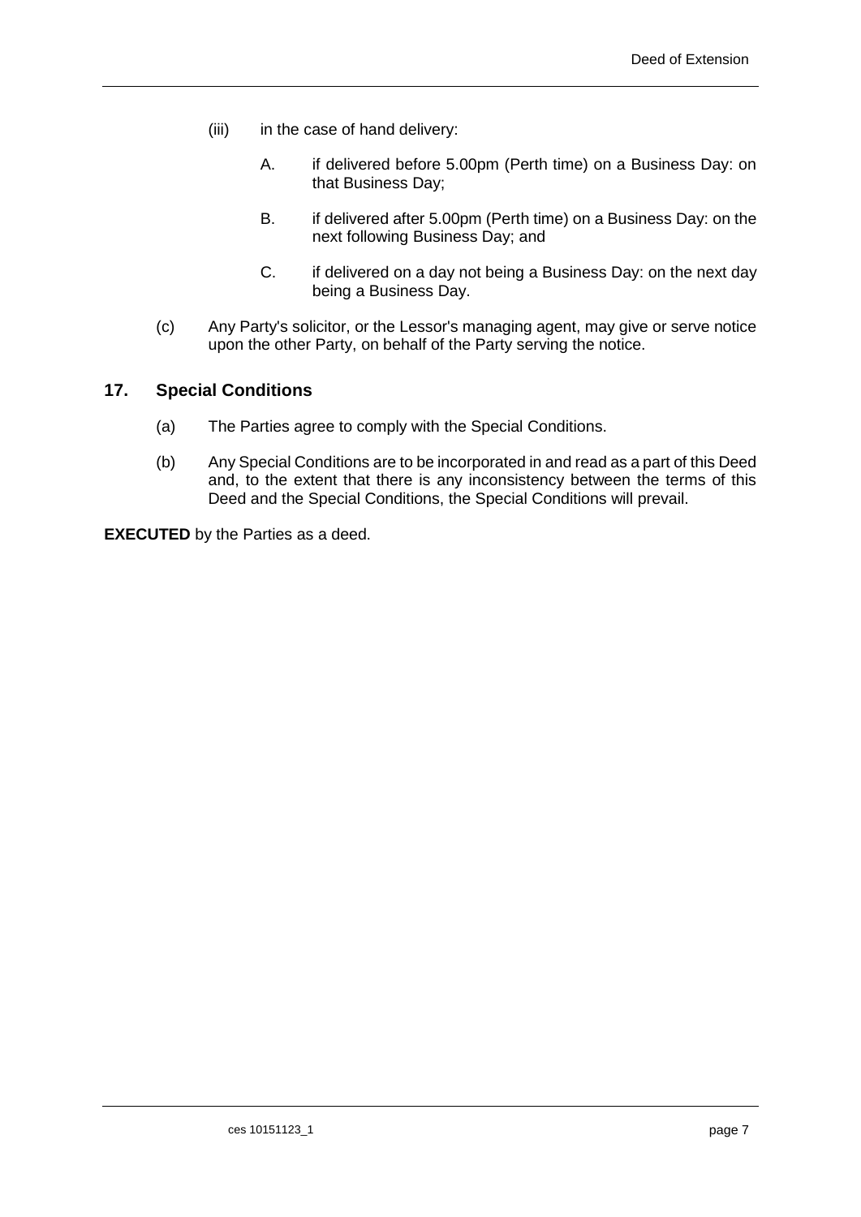(iii) in the case of hand delivery:

A. if delivered before 5.00pm (Perth time) on a Business Day: on that Business Day;

B. if delivered after 5.00pm (Perth time) on a Business Day: on the next following Business Day; and

C. if delivered on a day not being a Business Day: on the next day being a Business Day.

(c) Any Party's solicitor, or the Lessor's managing agent, may give or serve notice upon the other Party, on behalf of the Party serving the notice.

## 17. Special Conditions

(a) The Parties agree to comply with the Special Conditions.

(b) Any Special Conditions are to be incorporated in and read as a part of this Deed and, to the extent that there is any inconsistency between the terms of this Deed and the Special Conditions, the Special Conditions will prevail.

**EXECUTED** by the Parties as a deed.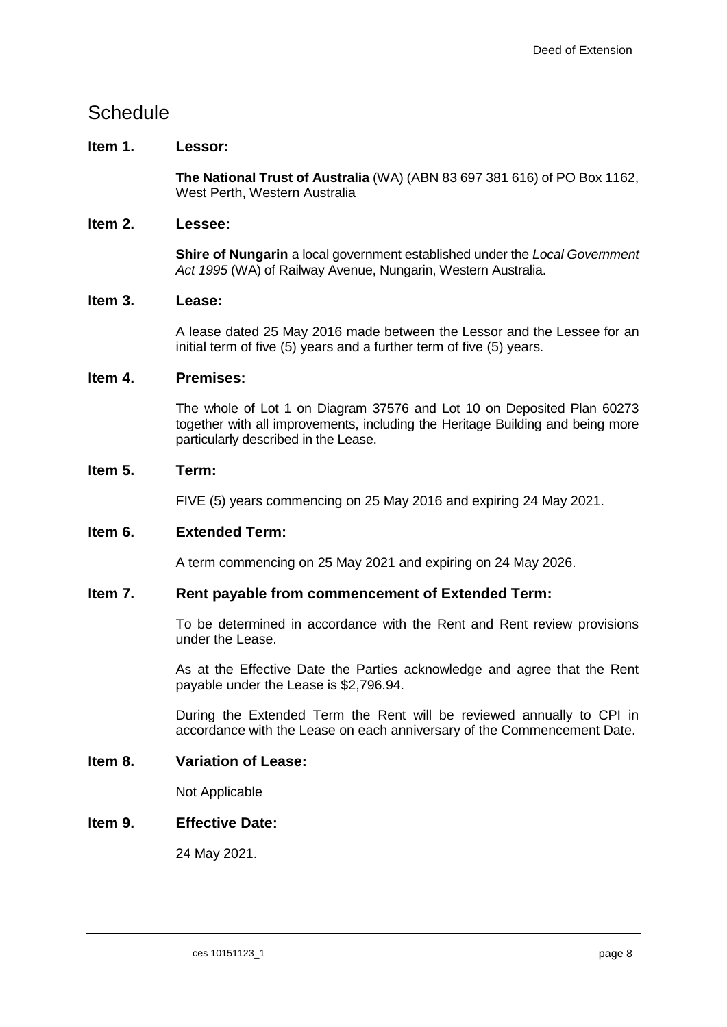# Schedule

**Item 1. Lessor:**

**The National Trust of Australia** (WA) (ABN 83 697 381 616) of PO Box 1162, West Perth, Western Australia

**Item 2. Lessee:**

**Shire of Nungarin** a local government established under the *Local Government Act 1995* (WA) of Railway Avenue, Nungarin, Western Australia.

**Item 3. Lease:**

A lease dated 25 May 2016 made between the Lessor and the Lessee for an initial term of five (5) years and a further term of five (5) years.

**Item 4. Premises:**

The whole of Lot 1 on Diagram 37576 and Lot 10 on Deposited Plan 60273 together with all improvements, including the Heritage Building and being more particularly described in the Lease.

**Item 5. Term:**

FIVE (5) years commencing on 25 May 2016 and expiring 24 May 2021.

**Item 6. Extended Term:**

A term commencing on 25 May 2021 and expiring on 24 May 2026.

**Item 7. Rent payable from commencement of Extended Term:**

To be determined in accordance with the Rent and Rent review provisions under the Lease.

As at the Effective Date the Parties acknowledge and agree that the Rent payable under the Lease is $2,796.94.

During the Extended Term the Rent will be reviewed annually to CPI in accordance with the Lease on each anniversary of the Commencement Date.

**Item 8. Variation of Lease:**

Not Applicable

**Item 9. Effective Date:**

24 May 2021.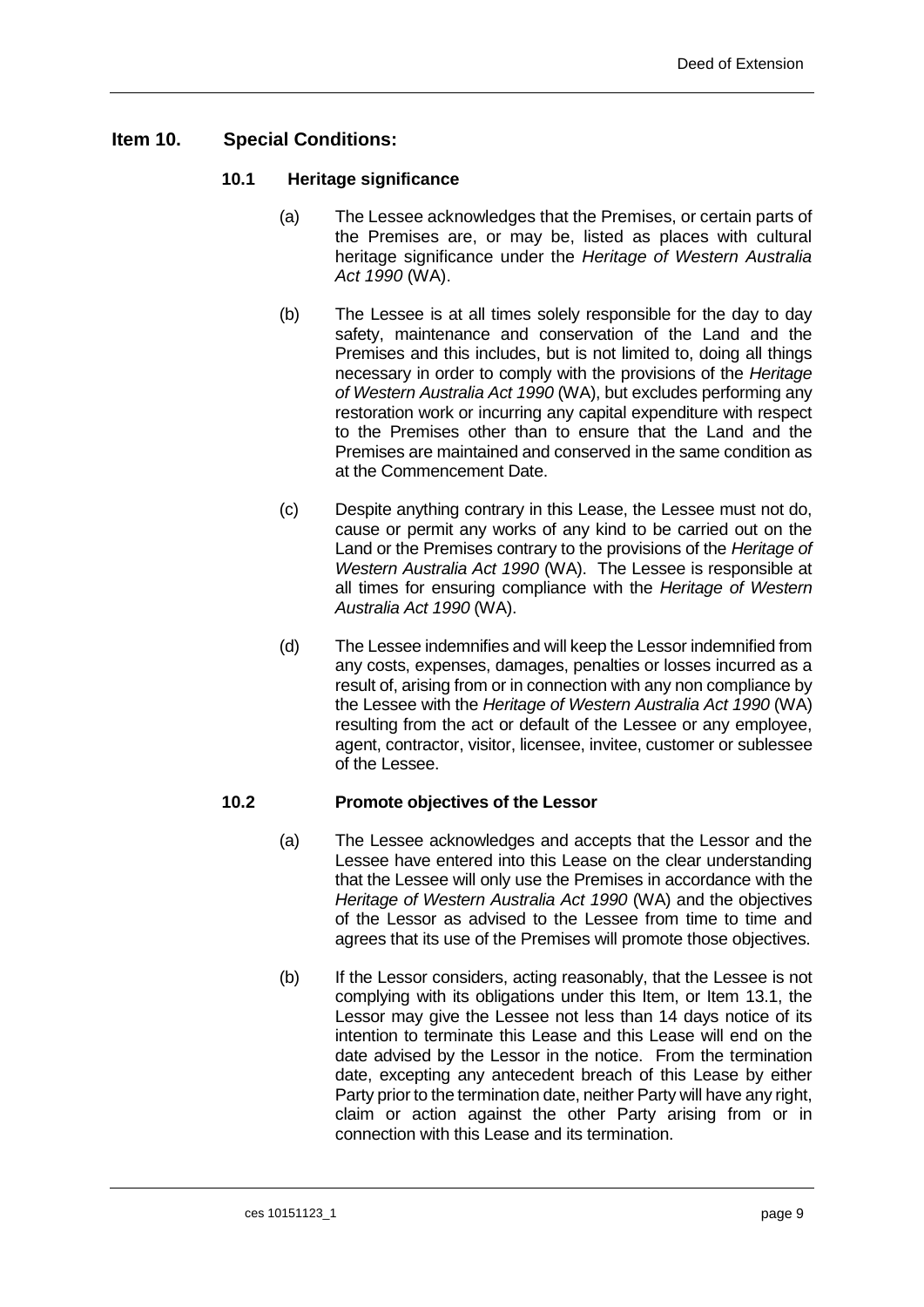## Item 10. Special Conditions:

### 10.1 Heritage significance

(a) The Lessee acknowledges that the Premises, or certain parts of the Premises are, or may be, listed as places with cultural heritage significance under the *Heritage of Western Australia Act 1990* (WA).

(b) The Lessee is at all times solely responsible for the day to day safety, maintenance and conservation of the Land and the Premises and this includes, but is not limited to, doing all things necessary in order to comply with the provisions of the *Heritage of Western Australia Act 1990* (WA), but excludes performing any restoration work or incurring any capital expenditure with respect to the Premises other than to ensure that the Land and the Premises are maintained and conserved in the same condition as at the Commencement Date.

(c) Despite anything contrary in this Lease, the Lessee must not do, cause or permit any works of any kind to be carried out on the Land or the Premises contrary to the provisions of the *Heritage of Western Australia Act 1990* (WA). The Lessee is responsible at all times for ensuring compliance with the *Heritage of Western Australia Act 1990* (WA).

(d) The Lessee indemnifies and will keep the Lessor indemnified from any costs, expenses, damages, penalties or losses incurred as a result of, arising from or in connection with any non compliance by the Lessee with the *Heritage of Western Australia Act 1990* (WA) resulting from the act or default of the Lessee or any employee, agent, contractor, visitor, licensee, invitee, customer or sublessee of the Lessee.

### 10.2 Promote objectives of the Lessor

(a) The Lessee acknowledges and accepts that the Lessor and the Lessee have entered into this Lease on the clear understanding that the Lessee will only use the Premises in accordance with the *Heritage of Western Australia Act 1990* (WA) and the objectives of the Lessor as advised to the Lessee from time to time and agrees that its use of the Premises will promote those objectives.

(b) If the Lessor considers, acting reasonably, that the Lessee is not complying with its obligations under this Item, or Item 13.1, the Lessor may give the Lessee not less than 14 days notice of its intention to terminate this Lease and this Lease will end on the date advised by the Lessor in the notice. From the termination date, excepting any antecedent breach of this Lease by either Party prior to the termination date, neither Party will have any right, claim or action against the other Party arising from or in connection with this Lease and its termination.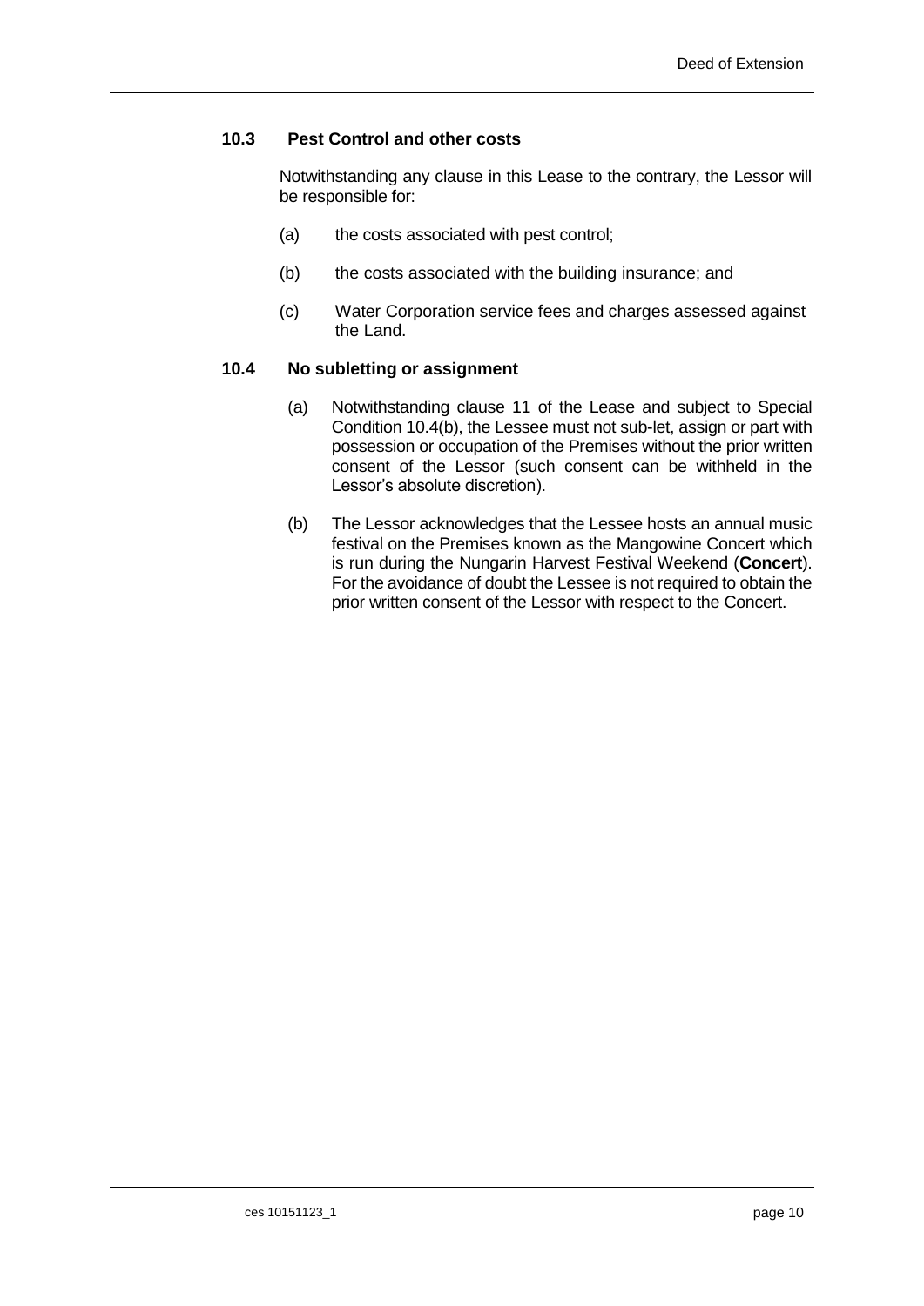### 10.3 Pest Control and other costs

Notwithstanding any clause in this Lease to the contrary, the Lessor will be responsible for:

(a) the costs associated with pest control;

(b) the costs associated with the building insurance; and

(c) Water Corporation service fees and charges assessed against the Land.

### 10.4 No subletting or assignment

(a) Notwithstanding clause 11 of the Lease and subject to Special Condition 10.4(b), the Lessee must not sub-let, assign or part with possession or occupation of the Premises without the prior written consent of the Lessor (such consent can be withheld in the Lessor's absolute discretion).

(b) The Lessor acknowledges that the Lessee hosts an annual music festival on the Premises known as the Mangowine Concert which is run during the Nungarin Harvest Festival Weekend (**Concert**). For the avoidance of doubt the Lessee is not required to obtain the prior written consent of the Lessor with respect to the Concert.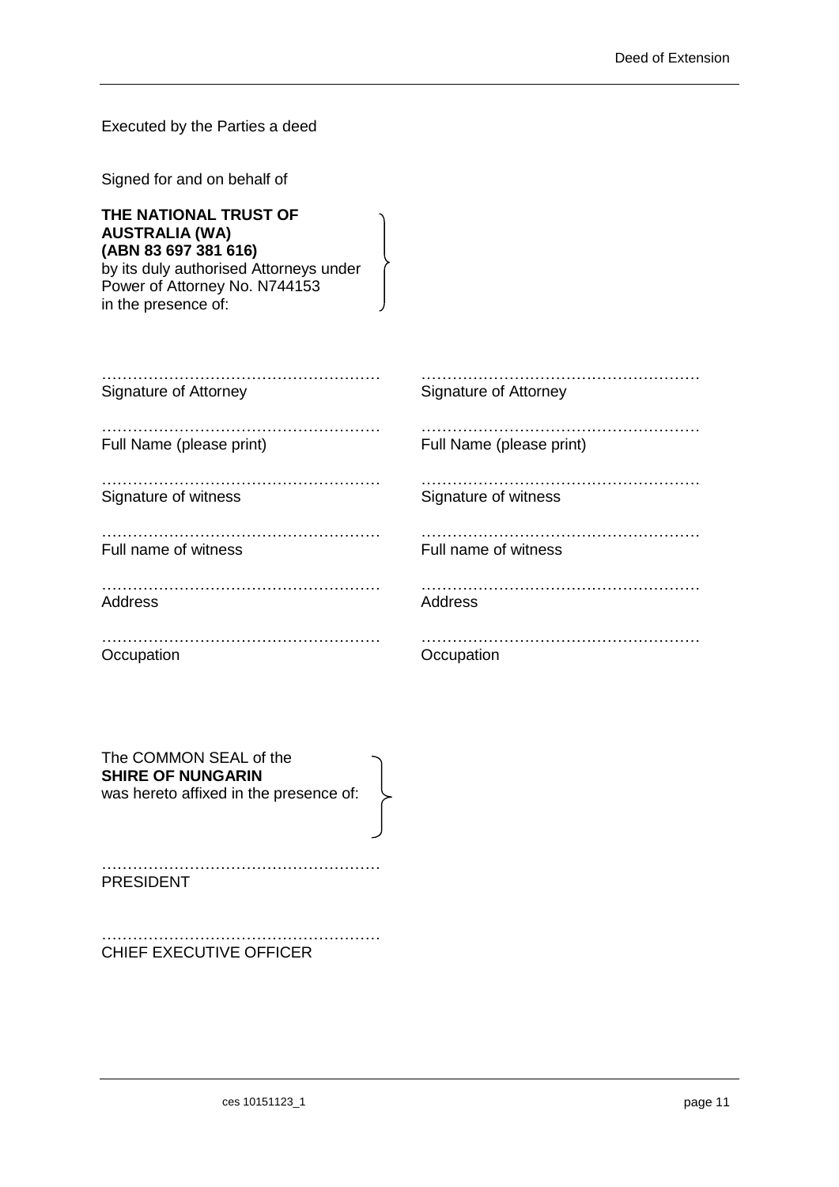Executed by the Parties a deed

Signed for and on behalf of

**THE NATIONAL TRUST OF AUSTRALIA (WA) (ABN 83 697 381 616)**
by its duly authorised Attorneys under Power of Attorney No. N744153 in the presence of:

| | |
|---|---|
| ……………………………………………… | ……………………………………………… |
| Signature of Attorney | Signature of Attorney |
| ……………………………………………… | ……………………………………………… |
| Full Name (please print) | Full Name (please print) |
| ……………………………………………… | ……………………………………………… |
| Signature of witness | Signature of witness |
| ……………………………………………… | ……………………………………………… |
| Full name of witness | Full name of witness |
| ……………………………………………… | ……………………………………………… |
| Address | Address |
| ……………………………………………… | ……………………………………………… |
| Occupation | Occupation |

The COMMON SEAL of the
**SHIRE OF NUNGARIN**
was hereto affixed in the presence of:

………………………………………………
PRESIDENT

………………………………………………
CHIEF EXECUTIVE OFFICER